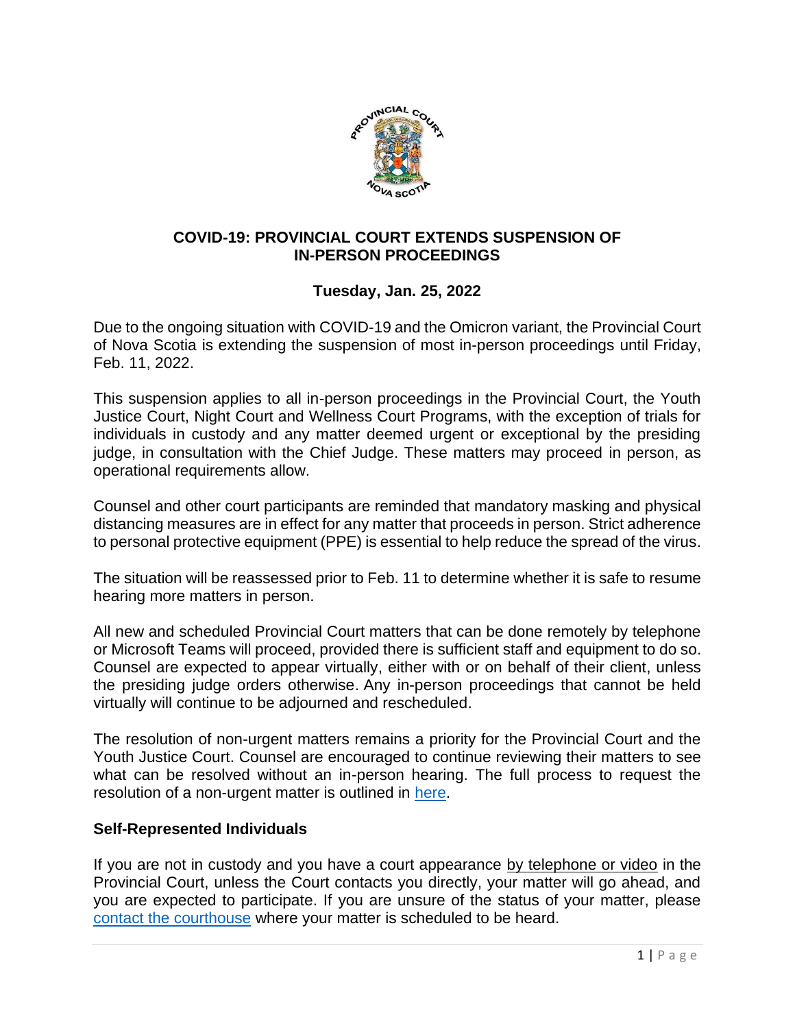# COVID-19: PROVINCIAL COURT EXTENDS SUSPENSION OF IN-PERSON PROCEEDINGS

**Tuesday, Jan. 25, 2022**

Due to the ongoing situation with COVID-19 and the Omicron variant, the Provincial Court of Nova Scotia is extending the suspension of most in-person proceedings until Friday, Feb. 11, 2022.

This suspension applies to all in-person proceedings in the Provincial Court, the Youth Justice Court, Night Court and Wellness Court Programs, with the exception of trials for individuals in custody and any matter deemed urgent or exceptional by the presiding judge, in consultation with the Chief Judge. These matters may proceed in person, as operational requirements allow.

Counsel and other court participants are reminded that mandatory masking and physical distancing measures are in effect for any matter that proceeds in person. Strict adherence to personal protective equipment (PPE) is essential to help reduce the spread of the virus.

The situation will be reassessed prior to Feb. 11 to determine whether it is safe to resume hearing more matters in person.

All new and scheduled Provincial Court matters that can be done remotely by telephone or Microsoft Teams will proceed, provided there is sufficient staff and equipment to do so. Counsel are expected to appear virtually, either with or on behalf of their client, unless the presiding judge orders otherwise. Any in-person proceedings that cannot be held virtually will continue to be adjourned and rescheduled.

The resolution of non-urgent matters remains a priority for the Provincial Court and the Youth Justice Court. Counsel are encouraged to continue reviewing their matters to see what can be resolved without an in-person hearing. The full process to request the resolution of a non-urgent matter is outlined in here.

## Self-Represented Individuals

If you are not in custody and you have a court appearance by telephone or video in the Provincial Court, unless the Court contacts you directly, your matter will go ahead, and you are expected to participate. If you are unsure of the status of your matter, please contact the courthouse where your matter is scheduled to be heard.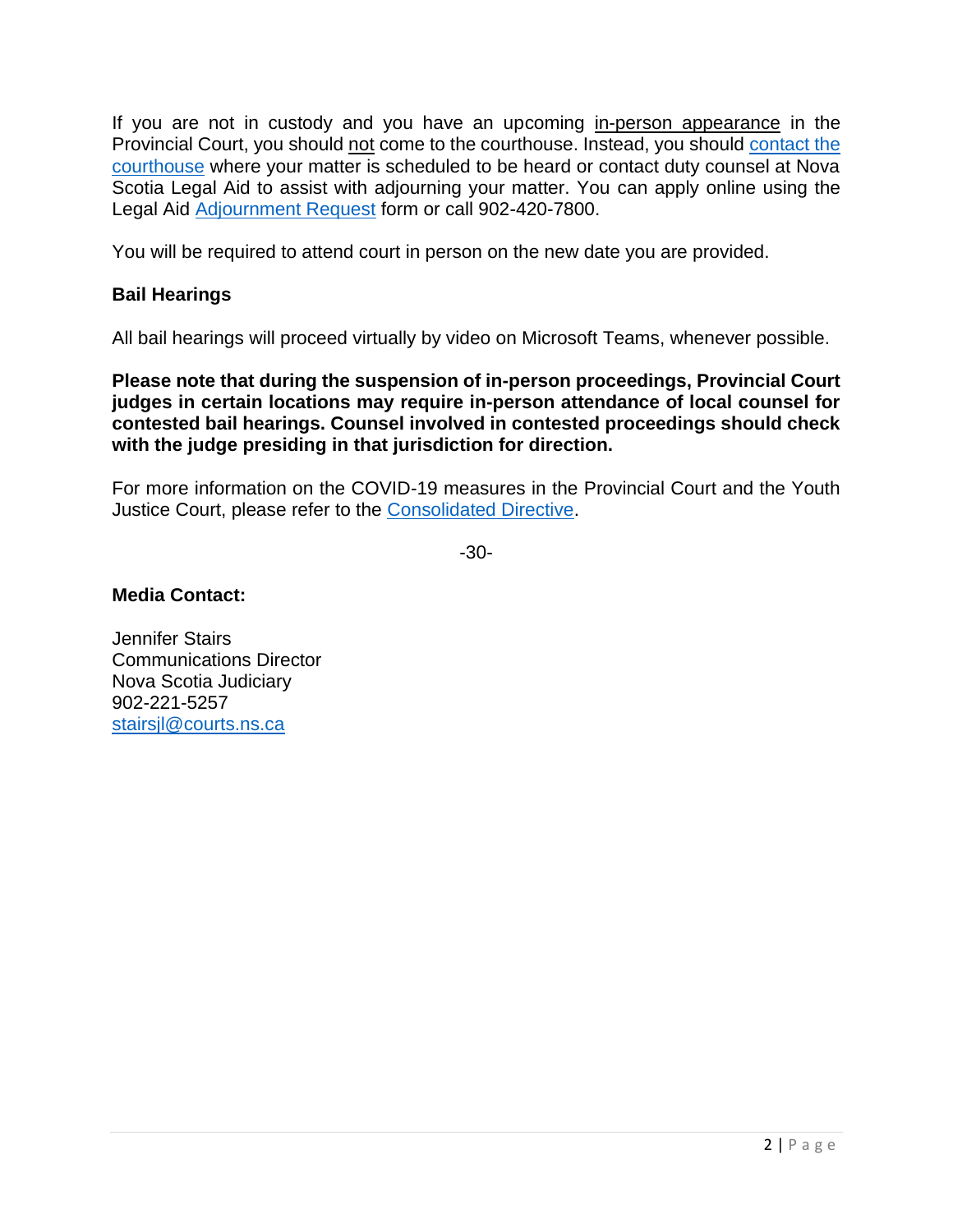If you are not in custody and you have an upcoming in-person appearance in the Provincial Court, you should not come to the courthouse. Instead, you should contact the courthouse where your matter is scheduled to be heard or contact duty counsel at Nova Scotia Legal Aid to assist with adjourning your matter. You can apply online using the Legal Aid Adjournment Request form or call 902-420-7800.

You will be required to attend court in person on the new date you are provided.

**Bail Hearings**

All bail hearings will proceed virtually by video on Microsoft Teams, whenever possible.

**Please note that during the suspension of in-person proceedings, Provincial Court judges in certain locations may require in-person attendance of local counsel for contested bail hearings. Counsel involved in contested proceedings should check with the judge presiding in that jurisdiction for direction.**

For more information on the COVID-19 measures in the Provincial Court and the Youth Justice Court, please refer to the Consolidated Directive.

-30-

**Media Contact:**

Jennifer Stairs
Communications Director
Nova Scotia Judiciary
902-221-5257
stairsjl@courts.ns.ca